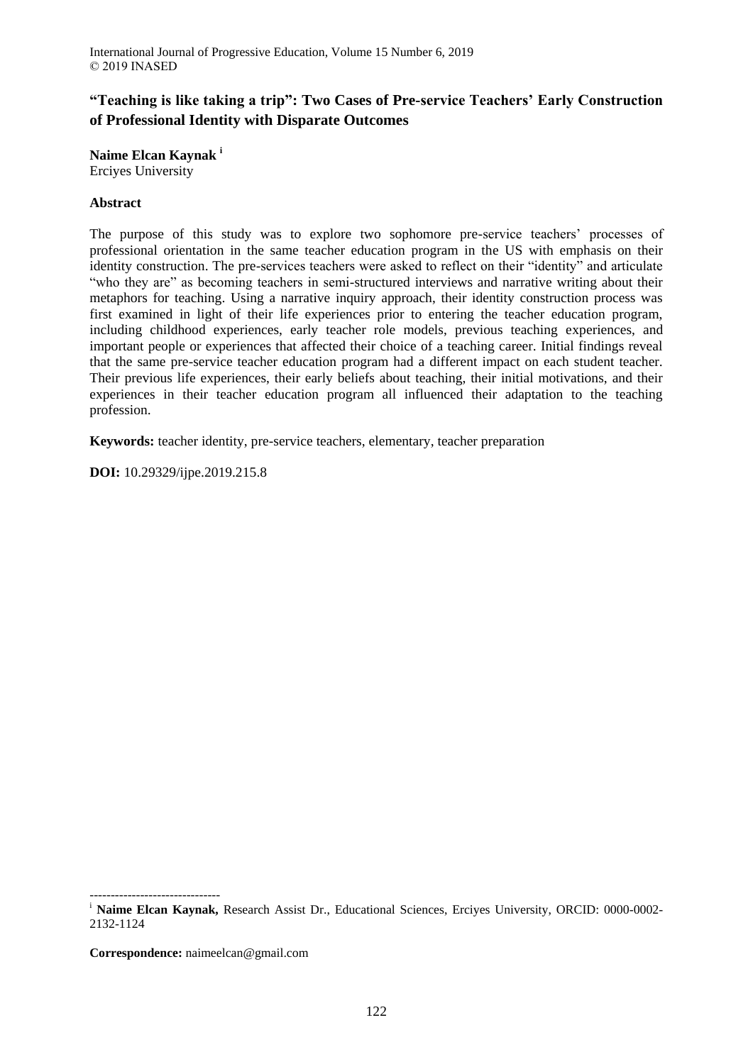# "Teaching is like taking a trip": Two Cases of Pre-service Teachers' Early Construction of Professional Identity with Disparate Outcomes

**Naime Elcan Kaynak** [i]
Erciyes University

## Abstract

The purpose of this study was to explore two sophomore pre-service teachers' processes of professional orientation in the same teacher education program in the US with emphasis on their identity construction. The pre-services teachers were asked to reflect on their "identity" and articulate "who they are" as becoming teachers in semi-structured interviews and narrative writing about their metaphors for teaching. Using a narrative inquiry approach, their identity construction process was first examined in light of their life experiences prior to entering the teacher education program, including childhood experiences, early teacher role models, previous teaching experiences, and important people or experiences that affected their choice of a teaching career. Initial findings reveal that the same pre-service teacher education program had a different impact on each student teacher. Their previous life experiences, their early beliefs about teaching, their initial motivations, and their experiences in their teacher education program all influenced their adaptation to the teaching profession.

**Keywords:** teacher identity, pre-service teachers, elementary, teacher preparation

**DOI:** 10.29329/ijpe.2019.215.8

-------------------------------

[i] **Naime Elcan Kaynak,** Research Assist Dr., Educational Sciences, Erciyes University, ORCID: 0000-0002-2132-1124

**Correspondence:** naimeelcan@gmail.com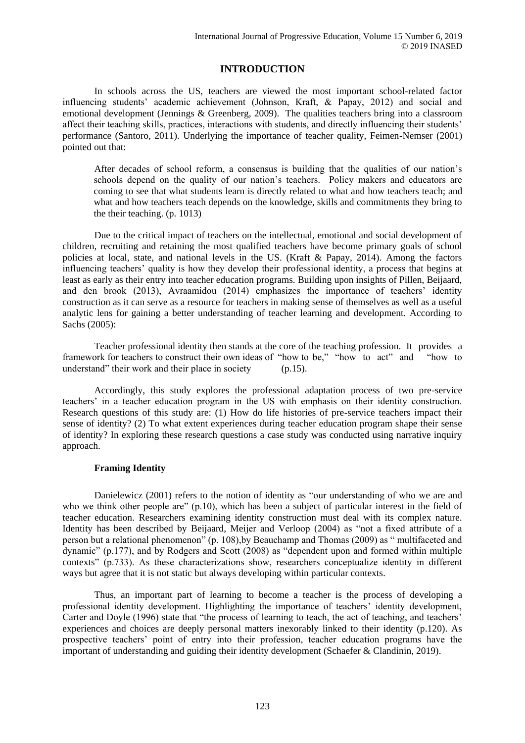# INTRODUCTION

In schools across the US, teachers are viewed the most important school-related factor influencing students' academic achievement (Johnson, Kraft, & Papay, 2012) and social and emotional development (Jennings & Greenberg, 2009). The qualities teachers bring into a classroom affect their teaching skills, practices, interactions with students, and directly influencing their students' performance (Santoro, 2011). Underlying the importance of teacher quality, Feimen-Nemser (2001) pointed out that:

> After decades of school reform, a consensus is building that the qualities of our nation's schools depend on the quality of our nation's teachers. Policy makers and educators are coming to see that what students learn is directly related to what and how teachers teach; and what and how teachers teach depends on the knowledge, skills and commitments they bring to the their teaching. (p. 1013)

Due to the critical impact of teachers on the intellectual, emotional and social development of children, recruiting and retaining the most qualified teachers have become primary goals of school policies at local, state, and national levels in the US. (Kraft & Papay, 2014). Among the factors influencing teachers' quality is how they develop their professional identity, a process that begins at least as early as their entry into teacher education programs. Building upon insights of Pillen, Beijaard, and den brook (2013), Avraamidou (2014) emphasizes the importance of teachers' identity construction as it can serve as a resource for teachers in making sense of themselves as well as a useful analytic lens for gaining a better understanding of teacher learning and development. According to Sachs (2005):

> Teacher professional identity then stands at the core of the teaching profession. It provides a framework for teachers to construct their own ideas of "how to be," "how to act" and "how to understand" their work and their place in society (p.15).

Accordingly, this study explores the professional adaptation process of two pre-service teachers' in a teacher education program in the US with emphasis on their identity construction. Research questions of this study are: (1) How do life histories of pre-service teachers impact their sense of identity? (2) To what extent experiences during teacher education program shape their sense of identity? In exploring these research questions a case study was conducted using narrative inquiry approach.

## Framing Identity

Danielewicz (2001) refers to the notion of identity as "our understanding of who we are and who we think other people are" (p.10), which has been a subject of particular interest in the field of teacher education. Researchers examining identity construction must deal with its complex nature. Identity has been described by Beijaard, Meijer and Verloop (2004) as "not a fixed attribute of a person but a relational phenomenon" (p. 108),by Beauchamp and Thomas (2009) as " multifaceted and dynamic" (p.177), and by Rodgers and Scott (2008) as "dependent upon and formed within multiple contexts" (p.733). As these characterizations show, researchers conceptualize identity in different ways but agree that it is not static but always developing within particular contexts.

Thus, an important part of learning to become a teacher is the process of developing a professional identity development. Highlighting the importance of teachers' identity development, Carter and Doyle (1996) state that "the process of learning to teach, the act of teaching, and teachers' experiences and choices are deeply personal matters inexorably linked to their identity (p.120). As prospective teachers' point of entry into their profession, teacher education programs have the important of understanding and guiding their identity development (Schaefer & Clandinin, 2019).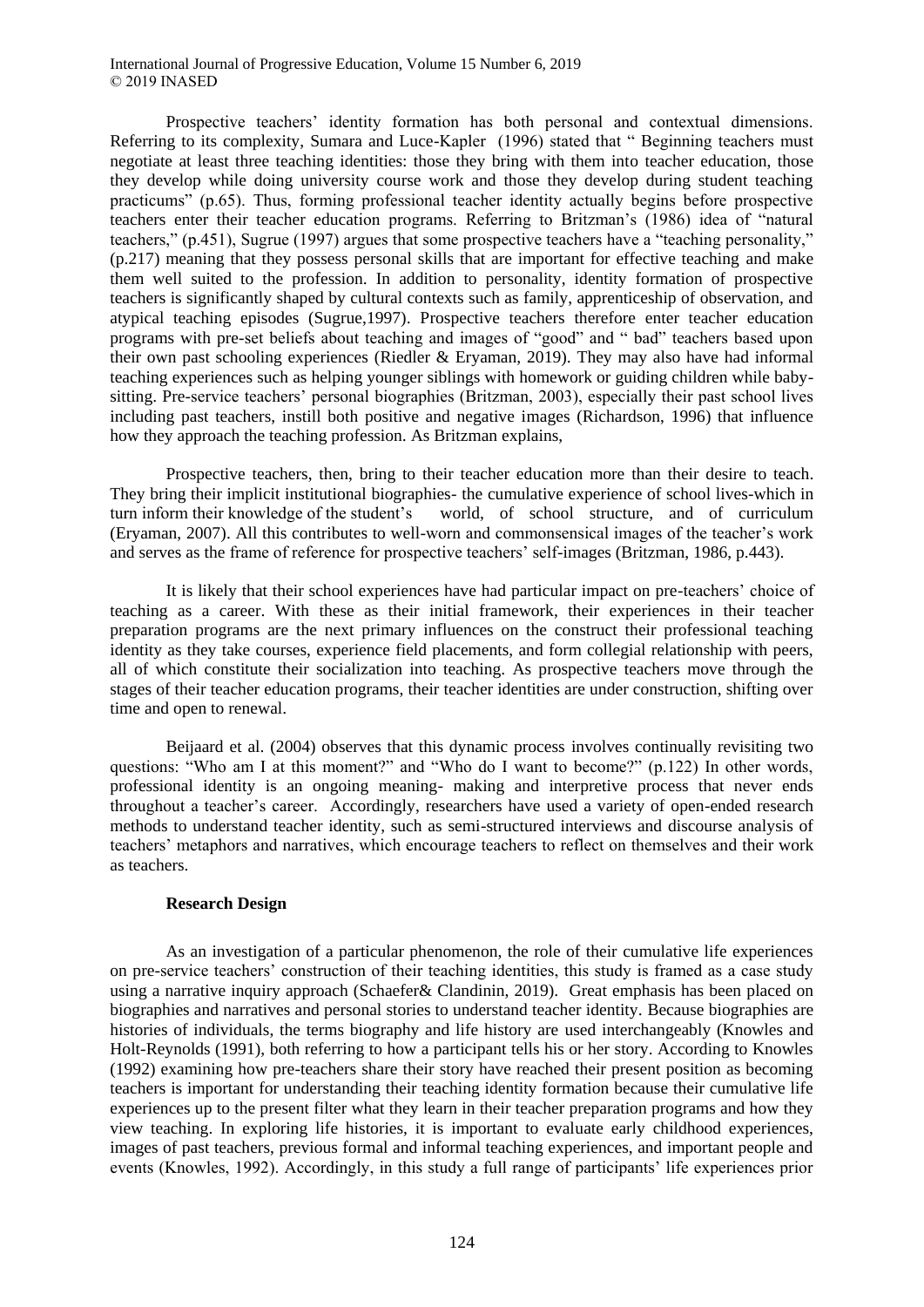Prospective teachers' identity formation has both personal and contextual dimensions. Referring to its complexity, Sumara and Luce-Kapler (1996) stated that " Beginning teachers must negotiate at least three teaching identities: those they bring with them into teacher education, those they develop while doing university course work and those they develop during student teaching practicums" (p.65). Thus, forming professional teacher identity actually begins before prospective teachers enter their teacher education programs. Referring to Britzman's (1986) idea of "natural teachers," (p.451), Sugrue (1997) argues that some prospective teachers have a "teaching personality," (p.217) meaning that they possess personal skills that are important for effective teaching and make them well suited to the profession. In addition to personality, identity formation of prospective teachers is significantly shaped by cultural contexts such as family, apprenticeship of observation, and atypical teaching episodes (Sugrue,1997). Prospective teachers therefore enter teacher education programs with pre-set beliefs about teaching and images of "good" and " bad" teachers based upon their own past schooling experiences (Riedler & Eryaman, 2019). They may also have had informal teaching experiences such as helping younger siblings with homework or guiding children while baby-sitting. Pre-service teachers' personal biographies (Britzman, 2003), especially their past school lives including past teachers, instill both positive and negative images (Richardson, 1996) that influence how they approach the teaching profession. As Britzman explains,

Prospective teachers, then, bring to their teacher education more than their desire to teach. They bring their implicit institutional biographies- the cumulative experience of school lives-which in turn inform their knowledge of the student's world, of school structure, and of curriculum (Eryaman, 2007). All this contributes to well-worn and commonsensical images of the teacher's work and serves as the frame of reference for prospective teachers' self-images (Britzman, 1986, p.443).

It is likely that their school experiences have had particular impact on pre-teachers' choice of teaching as a career. With these as their initial framework, their experiences in their teacher preparation programs are the next primary influences on the construct their professional teaching identity as they take courses, experience field placements, and form collegial relationship with peers, all of which constitute their socialization into teaching. As prospective teachers move through the stages of their teacher education programs, their teacher identities are under construction, shifting over time and open to renewal.

Beijaard et al. (2004) observes that this dynamic process involves continually revisiting two questions: "Who am I at this moment?" and "Who do I want to become?" (p.122) In other words, professional identity is an ongoing meaning- making and interpretive process that never ends throughout a teacher's career. Accordingly, researchers have used a variety of open-ended research methods to understand teacher identity, such as semi-structured interviews and discourse analysis of teachers' metaphors and narratives, which encourage teachers to reflect on themselves and their work as teachers.

## Research Design

As an investigation of a particular phenomenon, the role of their cumulative life experiences on pre-service teachers' construction of their teaching identities, this study is framed as a case study using a narrative inquiry approach (Schaefer& Clandinin, 2019). Great emphasis has been placed on biographies and narratives and personal stories to understand teacher identity. Because biographies are histories of individuals, the terms biography and life history are used interchangeably (Knowles and Holt-Reynolds (1991), both referring to how a participant tells his or her story. According to Knowles (1992) examining how pre-teachers share their story have reached their present position as becoming teachers is important for understanding their teaching identity formation because their cumulative life experiences up to the present filter what they learn in their teacher preparation programs and how they view teaching. In exploring life histories, it is important to evaluate early childhood experiences, images of past teachers, previous formal and informal teaching experiences, and important people and events (Knowles, 1992). Accordingly, in this study a full range of participants' life experiences prior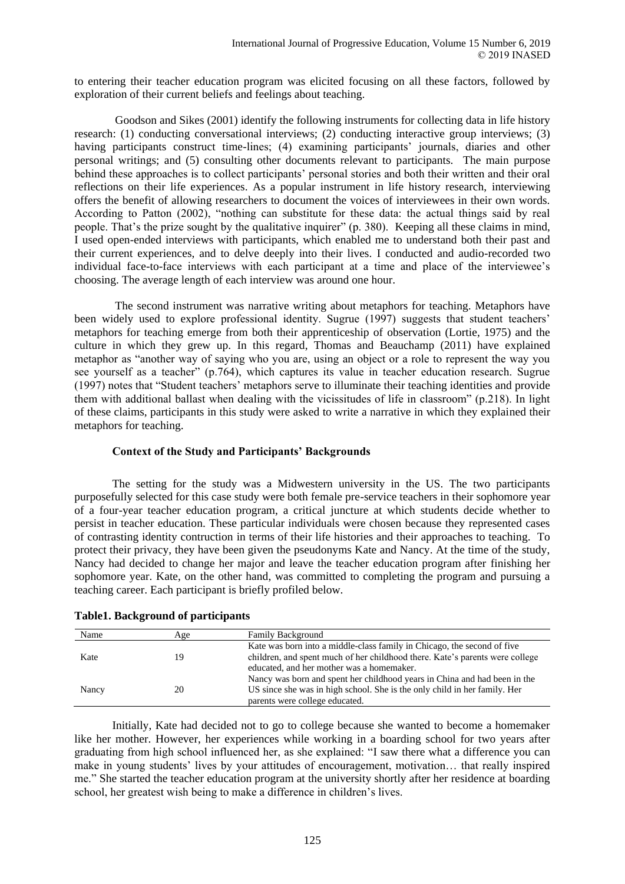to entering their teacher education program was elicited focusing on all these factors, followed by exploration of their current beliefs and feelings about teaching.

Goodson and Sikes (2001) identify the following instruments for collecting data in life history research: (1) conducting conversational interviews; (2) conducting interactive group interviews; (3) having participants construct time-lines; (4) examining participants' journals, diaries and other personal writings; and (5) consulting other documents relevant to participants. The main purpose behind these approaches is to collect participants' personal stories and both their written and their oral reflections on their life experiences. As a popular instrument in life history research, interviewing offers the benefit of allowing researchers to document the voices of interviewees in their own words. According to Patton (2002), "nothing can substitute for these data: the actual things said by real people. That's the prize sought by the qualitative inquirer" (p. 380). Keeping all these claims in mind, I used open-ended interviews with participants, which enabled me to understand both their past and their current experiences, and to delve deeply into their lives. I conducted and audio-recorded two individual face-to-face interviews with each participant at a time and place of the interviewee's choosing. The average length of each interview was around one hour.

The second instrument was narrative writing about metaphors for teaching. Metaphors have been widely used to explore professional identity. Sugrue (1997) suggests that student teachers' metaphors for teaching emerge from both their apprenticeship of observation (Lortie, 1975) and the culture in which they grew up. In this regard, Thomas and Beauchamp (2011) have explained metaphor as "another way of saying who you are, using an object or a role to represent the way you see yourself as a teacher" (p.764), which captures its value in teacher education research. Sugrue (1997) notes that "Student teachers' metaphors serve to illuminate their teaching identities and provide them with additional ballast when dealing with the vicissitudes of life in classroom" (p.218). In light of these claims, participants in this study were asked to write a narrative in which they explained their metaphors for teaching.

### Context of the Study and Participants' Backgrounds

The setting for the study was a Midwestern university in the US. The two participants purposefully selected for this case study were both female pre-service teachers in their sophomore year of a four-year teacher education program, a critical juncture at which students decide whether to persist in teacher education. These particular individuals were chosen because they represented cases of contrasting identity contruction in terms of their life histories and their approaches to teaching. To protect their privacy, they have been given the pseudonyms Kate and Nancy. At the time of the study, Nancy had decided to change her major and leave the teacher education program after finishing her sophomore year. Kate, on the other hand, was committed to completing the program and pursuing a teaching career. Each participant is briefly profiled below.

**Table1. Background of participants**

| Name | Age | Family Background |
|---|---|---|
| Kate | 19 | Kate was born into a middle-class family in Chicago, the second of five children, and spent much of her childhood there. Kate's parents were college educated, and her mother was a homemaker. |
| Nancy | 20 | Nancy was born and spent her childhood years in China and had been in the US since she was in high school. She is the only child in her family. Her parents were college educated. |

Initially, Kate had decided not to go to college because she wanted to become a homemaker like her mother. However, her experiences while working in a boarding school for two years after graduating from high school influenced her, as she explained: "I saw there what a difference you can make in young students' lives by your attitudes of encouragement, motivation… that really inspired me." She started the teacher education program at the university shortly after her residence at boarding school, her greatest wish being to make a difference in children's lives.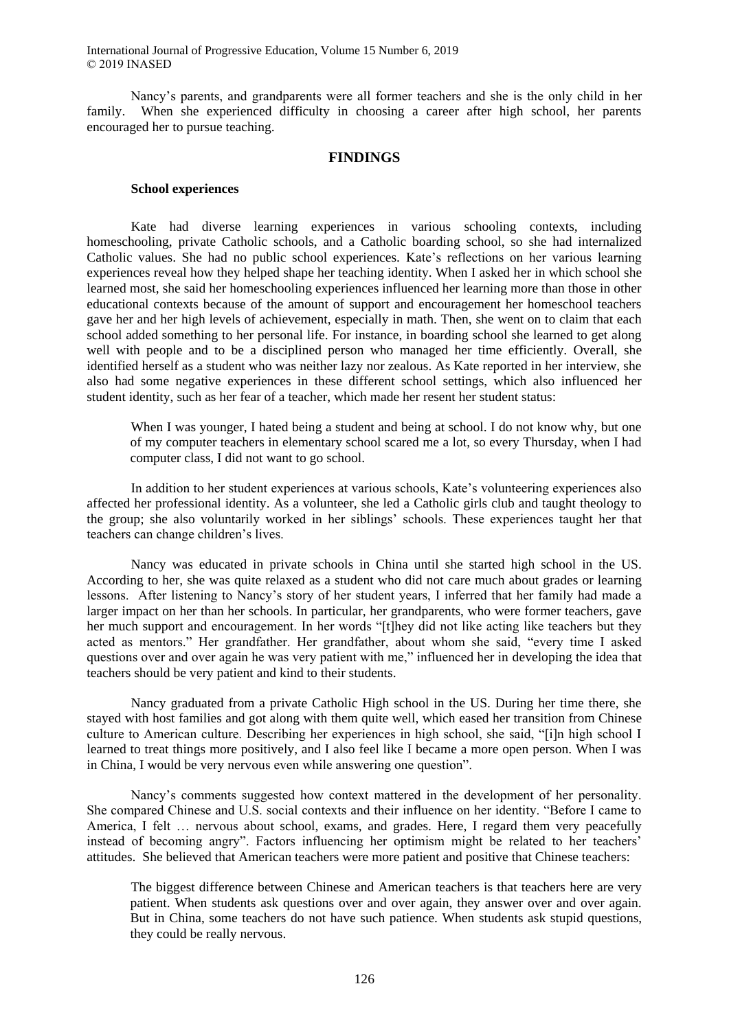Nancy's parents, and grandparents were all former teachers and she is the only child in her family. When she experienced difficulty in choosing a career after high school, her parents encouraged her to pursue teaching.

## FINDINGS

### School experiences

Kate had diverse learning experiences in various schooling contexts, including homeschooling, private Catholic schools, and a Catholic boarding school, so she had internalized Catholic values. She had no public school experiences. Kate's reflections on her various learning experiences reveal how they helped shape her teaching identity. When I asked her in which school she learned most, she said her homeschooling experiences influenced her learning more than those in other educational contexts because of the amount of support and encouragement her homeschool teachers gave her and her high levels of achievement, especially in math. Then, she went on to claim that each school added something to her personal life. For instance, in boarding school she learned to get along well with people and to be a disciplined person who managed her time efficiently. Overall, she identified herself as a student who was neither lazy nor zealous. As Kate reported in her interview, she also had some negative experiences in these different school settings, which also influenced her student identity, such as her fear of a teacher, which made her resent her student status:

> When I was younger, I hated being a student and being at school. I do not know why, but one of my computer teachers in elementary school scared me a lot, so every Thursday, when I had computer class, I did not want to go school.

In addition to her student experiences at various schools, Kate's volunteering experiences also affected her professional identity. As a volunteer, she led a Catholic girls club and taught theology to the group; she also voluntarily worked in her siblings' schools. These experiences taught her that teachers can change children's lives.

Nancy was educated in private schools in China until she started high school in the US. According to her, she was quite relaxed as a student who did not care much about grades or learning lessons. After listening to Nancy's story of her student years, I inferred that her family had made a larger impact on her than her schools. In particular, her grandparents, who were former teachers, gave her much support and encouragement. In her words "[t]hey did not like acting like teachers but they acted as mentors." Her grandfather. Her grandfather, about whom she said, "every time I asked questions over and over again he was very patient with me," influenced her in developing the idea that teachers should be very patient and kind to their students.

Nancy graduated from a private Catholic High school in the US. During her time there, she stayed with host families and got along with them quite well, which eased her transition from Chinese culture to American culture. Describing her experiences in high school, she said, "[i]n high school I learned to treat things more positively, and I also feel like I became a more open person. When I was in China, I would be very nervous even while answering one question".

Nancy's comments suggested how context mattered in the development of her personality. She compared Chinese and U.S. social contexts and their influence on her identity. "Before I came to America, I felt … nervous about school, exams, and grades. Here, I regard them very peacefully instead of becoming angry". Factors influencing her optimism might be related to her teachers' attitudes. She believed that American teachers were more patient and positive that Chinese teachers:

> The biggest difference between Chinese and American teachers is that teachers here are very patient. When students ask questions over and over again, they answer over and over again. But in China, some teachers do not have such patience. When students ask stupid questions, they could be really nervous.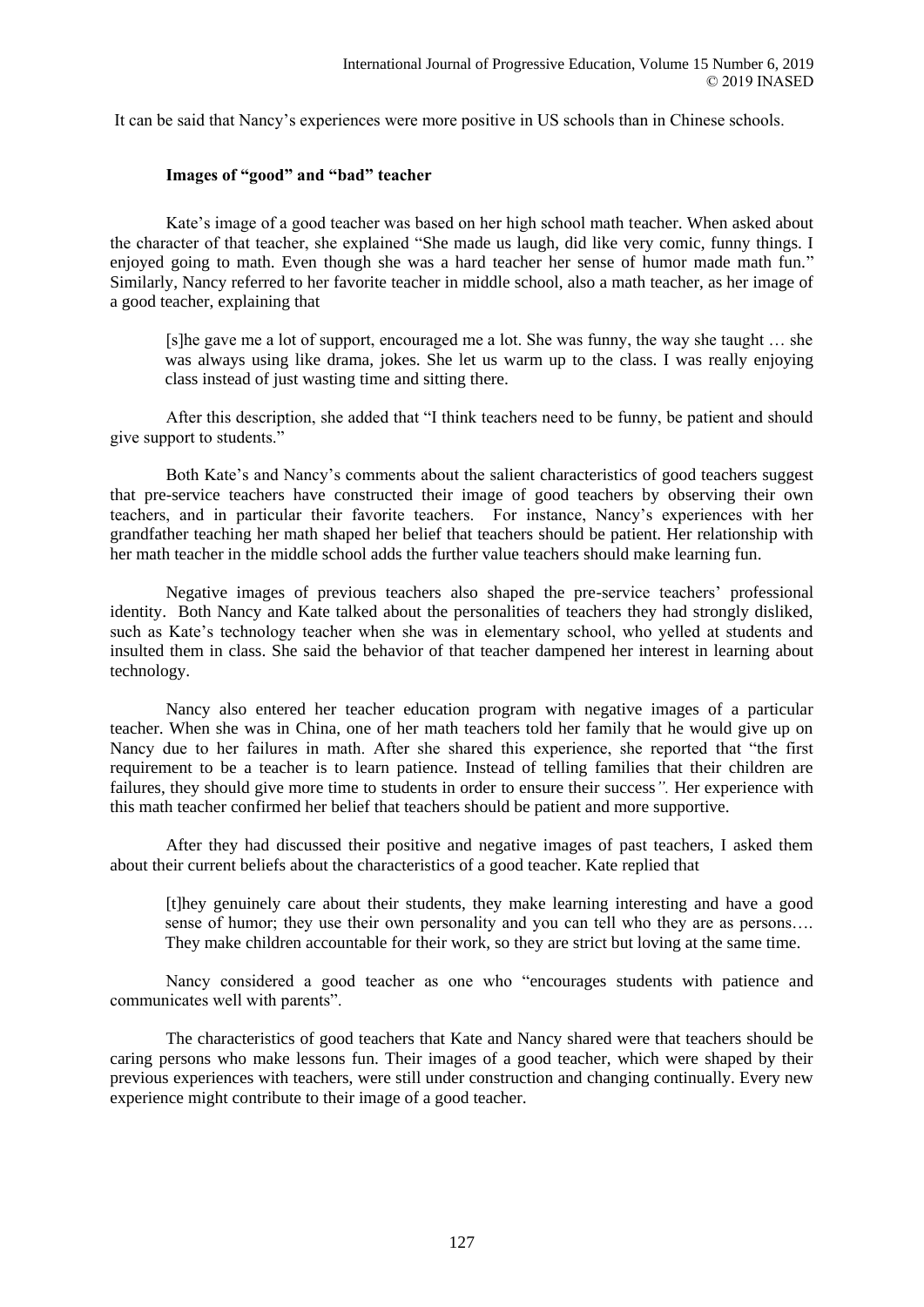It can be said that Nancy's experiences were more positive in US schools than in Chinese schools.

### Images of "good" and "bad" teacher

Kate's image of a good teacher was based on her high school math teacher. When asked about the character of that teacher, she explained "She made us laugh, did like very comic, funny things. I enjoyed going to math. Even though she was a hard teacher her sense of humor made math fun." Similarly, Nancy referred to her favorite teacher in middle school, also a math teacher, as her image of a good teacher, explaining that

> [s]he gave me a lot of support, encouraged me a lot. She was funny, the way she taught … she was always using like drama, jokes. She let us warm up to the class. I was really enjoying class instead of just wasting time and sitting there.

After this description, she added that "I think teachers need to be funny, be patient and should give support to students."

Both Kate's and Nancy's comments about the salient characteristics of good teachers suggest that pre-service teachers have constructed their image of good teachers by observing their own teachers, and in particular their favorite teachers. For instance, Nancy's experiences with her grandfather teaching her math shaped her belief that teachers should be patient. Her relationship with her math teacher in the middle school adds the further value teachers should make learning fun.

Negative images of previous teachers also shaped the pre-service teachers' professional identity. Both Nancy and Kate talked about the personalities of teachers they had strongly disliked, such as Kate's technology teacher when she was in elementary school, who yelled at students and insulted them in class. She said the behavior of that teacher dampened her interest in learning about technology.

Nancy also entered her teacher education program with negative images of a particular teacher. When she was in China, one of her math teachers told her family that he would give up on Nancy due to her failures in math. After she shared this experience, she reported that "the first requirement to be a teacher is to learn patience. Instead of telling families that their children are failures, they should give more time to students in order to ensure their success*".* Her experience with this math teacher confirmed her belief that teachers should be patient and more supportive.

After they had discussed their positive and negative images of past teachers, I asked them about their current beliefs about the characteristics of a good teacher. Kate replied that

> [t]hey genuinely care about their students, they make learning interesting and have a good sense of humor; they use their own personality and you can tell who they are as persons…. They make children accountable for their work, so they are strict but loving at the same time.

Nancy considered a good teacher as one who "encourages students with patience and communicates well with parents".

The characteristics of good teachers that Kate and Nancy shared were that teachers should be caring persons who make lessons fun. Their images of a good teacher, which were shaped by their previous experiences with teachers, were still under construction and changing continually. Every new experience might contribute to their image of a good teacher.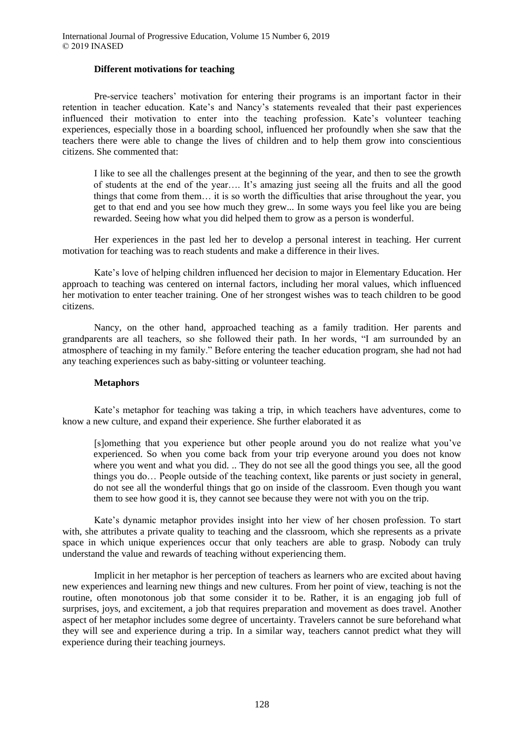**Different motivations for teaching**

Pre-service teachers' motivation for entering their programs is an important factor in their retention in teacher education. Kate's and Nancy's statements revealed that their past experiences influenced their motivation to enter into the teaching profession. Kate's volunteer teaching experiences, especially those in a boarding school, influenced her profoundly when she saw that the teachers there were able to change the lives of children and to help them grow into conscientious citizens. She commented that:

> I like to see all the challenges present at the beginning of the year, and then to see the growth of students at the end of the year…. It's amazing just seeing all the fruits and all the good things that come from them… it is so worth the difficulties that arise throughout the year, you get to that end and you see how much they grew... In some ways you feel like you are being rewarded. Seeing how what you did helped them to grow as a person is wonderful.

Her experiences in the past led her to develop a personal interest in teaching. Her current motivation for teaching was to reach students and make a difference in their lives.

Kate's love of helping children influenced her decision to major in Elementary Education. Her approach to teaching was centered on internal factors, including her moral values, which influenced her motivation to enter teacher training. One of her strongest wishes was to teach children to be good citizens.

Nancy, on the other hand, approached teaching as a family tradition. Her parents and grandparents are all teachers, so she followed their path. In her words, "I am surrounded by an atmosphere of teaching in my family." Before entering the teacher education program, she had not had any teaching experiences such as baby-sitting or volunteer teaching.

**Metaphors**

Kate's metaphor for teaching was taking a trip, in which teachers have adventures, come to know a new culture, and expand their experience. She further elaborated it as

> [s]omething that you experience but other people around you do not realize what you've experienced. So when you come back from your trip everyone around you does not know where you went and what you did. .. They do not see all the good things you see, all the good things you do… People outside of the teaching context, like parents or just society in general, do not see all the wonderful things that go on inside of the classroom. Even though you want them to see how good it is, they cannot see because they were not with you on the trip.

Kate's dynamic metaphor provides insight into her view of her chosen profession. To start with, she attributes a private quality to teaching and the classroom, which she represents as a private space in which unique experiences occur that only teachers are able to grasp. Nobody can truly understand the value and rewards of teaching without experiencing them.

Implicit in her metaphor is her perception of teachers as learners who are excited about having new experiences and learning new things and new cultures. From her point of view, teaching is not the routine, often monotonous job that some consider it to be. Rather, it is an engaging job full of surprises, joys, and excitement, a job that requires preparation and movement as does travel. Another aspect of her metaphor includes some degree of uncertainty. Travelers cannot be sure beforehand what they will see and experience during a trip. In a similar way, teachers cannot predict what they will experience during their teaching journeys.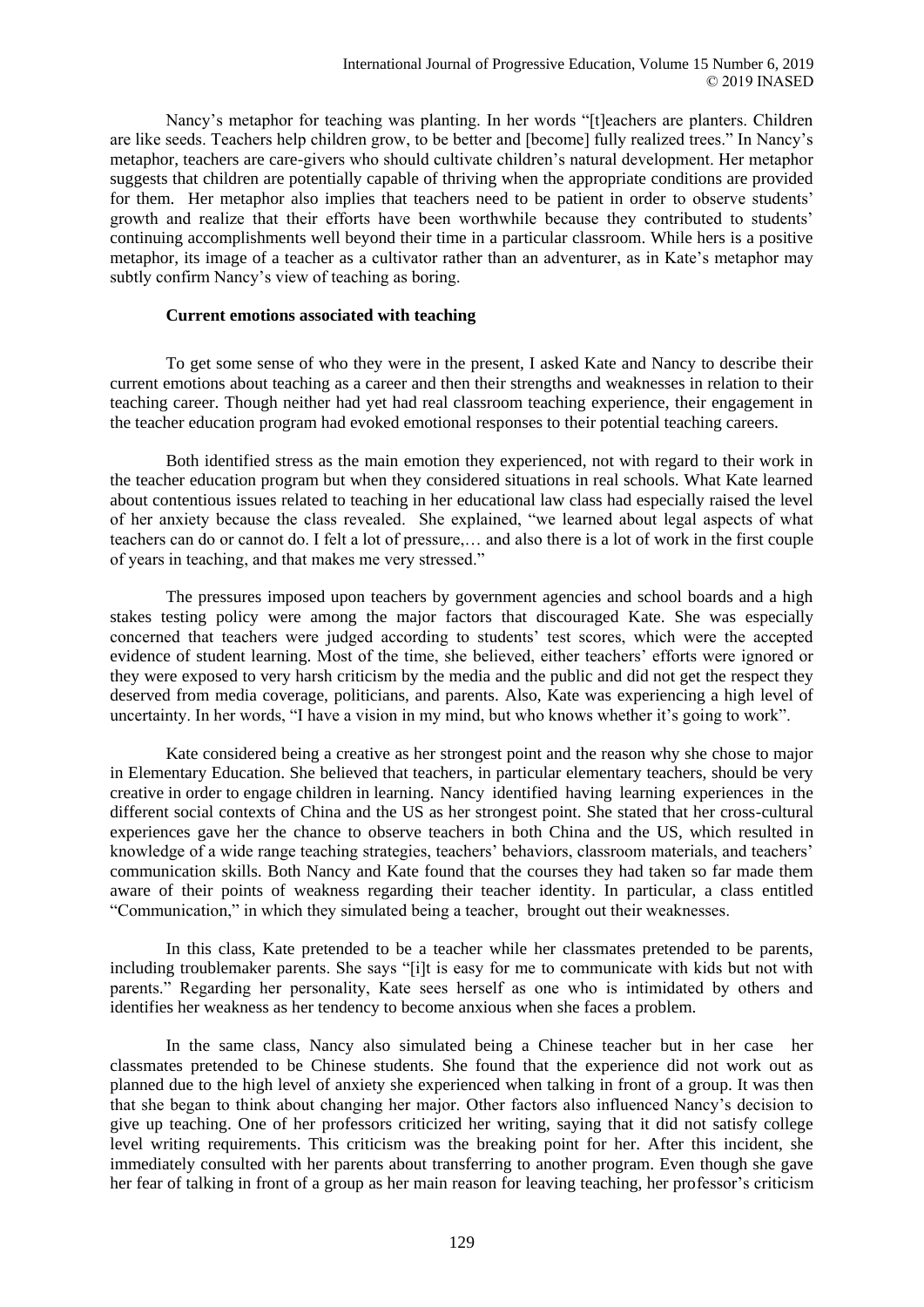Nancy's metaphor for teaching was planting. In her words "[t]eachers are planters. Children are like seeds. Teachers help children grow, to be better and [become] fully realized trees." In Nancy's metaphor, teachers are care-givers who should cultivate children's natural development. Her metaphor suggests that children are potentially capable of thriving when the appropriate conditions are provided for them. Her metaphor also implies that teachers need to be patient in order to observe students' growth and realize that their efforts have been worthwhile because they contributed to students' continuing accomplishments well beyond their time in a particular classroom. While hers is a positive metaphor, its image of a teacher as a cultivator rather than an adventurer, as in Kate's metaphor may subtly confirm Nancy's view of teaching as boring.

**Current emotions associated with teaching**

To get some sense of who they were in the present, I asked Kate and Nancy to describe their current emotions about teaching as a career and then their strengths and weaknesses in relation to their teaching career. Though neither had yet had real classroom teaching experience, their engagement in the teacher education program had evoked emotional responses to their potential teaching careers.

Both identified stress as the main emotion they experienced, not with regard to their work in the teacher education program but when they considered situations in real schools. What Kate learned about contentious issues related to teaching in her educational law class had especially raised the level of her anxiety because the class revealed. She explained, "we learned about legal aspects of what teachers can do or cannot do. I felt a lot of pressure,… and also there is a lot of work in the first couple of years in teaching, and that makes me very stressed."

The pressures imposed upon teachers by government agencies and school boards and a high stakes testing policy were among the major factors that discouraged Kate. She was especially concerned that teachers were judged according to students' test scores, which were the accepted evidence of student learning. Most of the time, she believed, either teachers' efforts were ignored or they were exposed to very harsh criticism by the media and the public and did not get the respect they deserved from media coverage, politicians, and parents. Also, Kate was experiencing a high level of uncertainty. In her words, "I have a vision in my mind, but who knows whether it's going to work".

Kate considered being a creative as her strongest point and the reason why she chose to major in Elementary Education. She believed that teachers, in particular elementary teachers, should be very creative in order to engage children in learning. Nancy identified having learning experiences in the different social contexts of China and the US as her strongest point. She stated that her cross-cultural experiences gave her the chance to observe teachers in both China and the US, which resulted in knowledge of a wide range teaching strategies, teachers' behaviors, classroom materials, and teachers' communication skills. Both Nancy and Kate found that the courses they had taken so far made them aware of their points of weakness regarding their teacher identity. In particular, a class entitled "Communication," in which they simulated being a teacher, brought out their weaknesses.

In this class, Kate pretended to be a teacher while her classmates pretended to be parents, including troublemaker parents. She says "[i]t is easy for me to communicate with kids but not with parents." Regarding her personality, Kate sees herself as one who is intimidated by others and identifies her weakness as her tendency to become anxious when she faces a problem.

In the same class, Nancy also simulated being a Chinese teacher but in her case her classmates pretended to be Chinese students. She found that the experience did not work out as planned due to the high level of anxiety she experienced when talking in front of a group. It was then that she began to think about changing her major. Other factors also influenced Nancy's decision to give up teaching. One of her professors criticized her writing, saying that it did not satisfy college level writing requirements. This criticism was the breaking point for her. After this incident, she immediately consulted with her parents about transferring to another program. Even though she gave her fear of talking in front of a group as her main reason for leaving teaching, her professor's criticism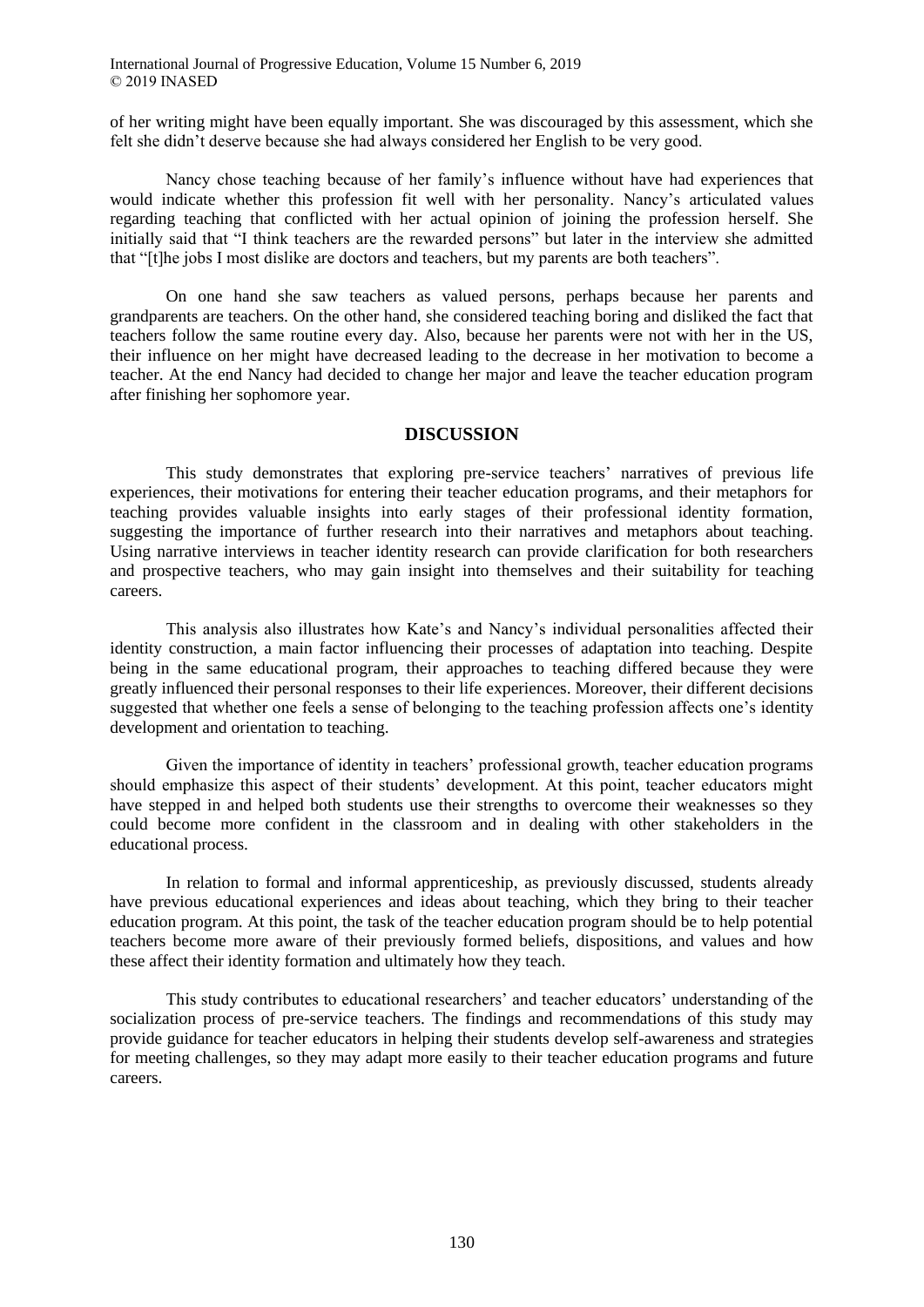of her writing might have been equally important. She was discouraged by this assessment, which she felt she didn't deserve because she had always considered her English to be very good.

Nancy chose teaching because of her family's influence without have had experiences that would indicate whether this profession fit well with her personality. Nancy's articulated values regarding teaching that conflicted with her actual opinion of joining the profession herself. She initially said that "I think teachers are the rewarded persons" but later in the interview she admitted that "[t]he jobs I most dislike are doctors and teachers, but my parents are both teachers".

On one hand she saw teachers as valued persons, perhaps because her parents and grandparents are teachers. On the other hand, she considered teaching boring and disliked the fact that teachers follow the same routine every day. Also, because her parents were not with her in the US, their influence on her might have decreased leading to the decrease in her motivation to become a teacher. At the end Nancy had decided to change her major and leave the teacher education program after finishing her sophomore year.

## DISCUSSION

This study demonstrates that exploring pre-service teachers' narratives of previous life experiences, their motivations for entering their teacher education programs, and their metaphors for teaching provides valuable insights into early stages of their professional identity formation, suggesting the importance of further research into their narratives and metaphors about teaching. Using narrative interviews in teacher identity research can provide clarification for both researchers and prospective teachers, who may gain insight into themselves and their suitability for teaching careers.

This analysis also illustrates how Kate's and Nancy's individual personalities affected their identity construction, a main factor influencing their processes of adaptation into teaching. Despite being in the same educational program, their approaches to teaching differed because they were greatly influenced their personal responses to their life experiences. Moreover, their different decisions suggested that whether one feels a sense of belonging to the teaching profession affects one's identity development and orientation to teaching.

Given the importance of identity in teachers' professional growth, teacher education programs should emphasize this aspect of their students' development. At this point, teacher educators might have stepped in and helped both students use their strengths to overcome their weaknesses so they could become more confident in the classroom and in dealing with other stakeholders in the educational process.

In relation to formal and informal apprenticeship, as previously discussed, students already have previous educational experiences and ideas about teaching, which they bring to their teacher education program. At this point, the task of the teacher education program should be to help potential teachers become more aware of their previously formed beliefs, dispositions, and values and how these affect their identity formation and ultimately how they teach.

This study contributes to educational researchers' and teacher educators' understanding of the socialization process of pre-service teachers. The findings and recommendations of this study may provide guidance for teacher educators in helping their students develop self-awareness and strategies for meeting challenges, so they may adapt more easily to their teacher education programs and future careers.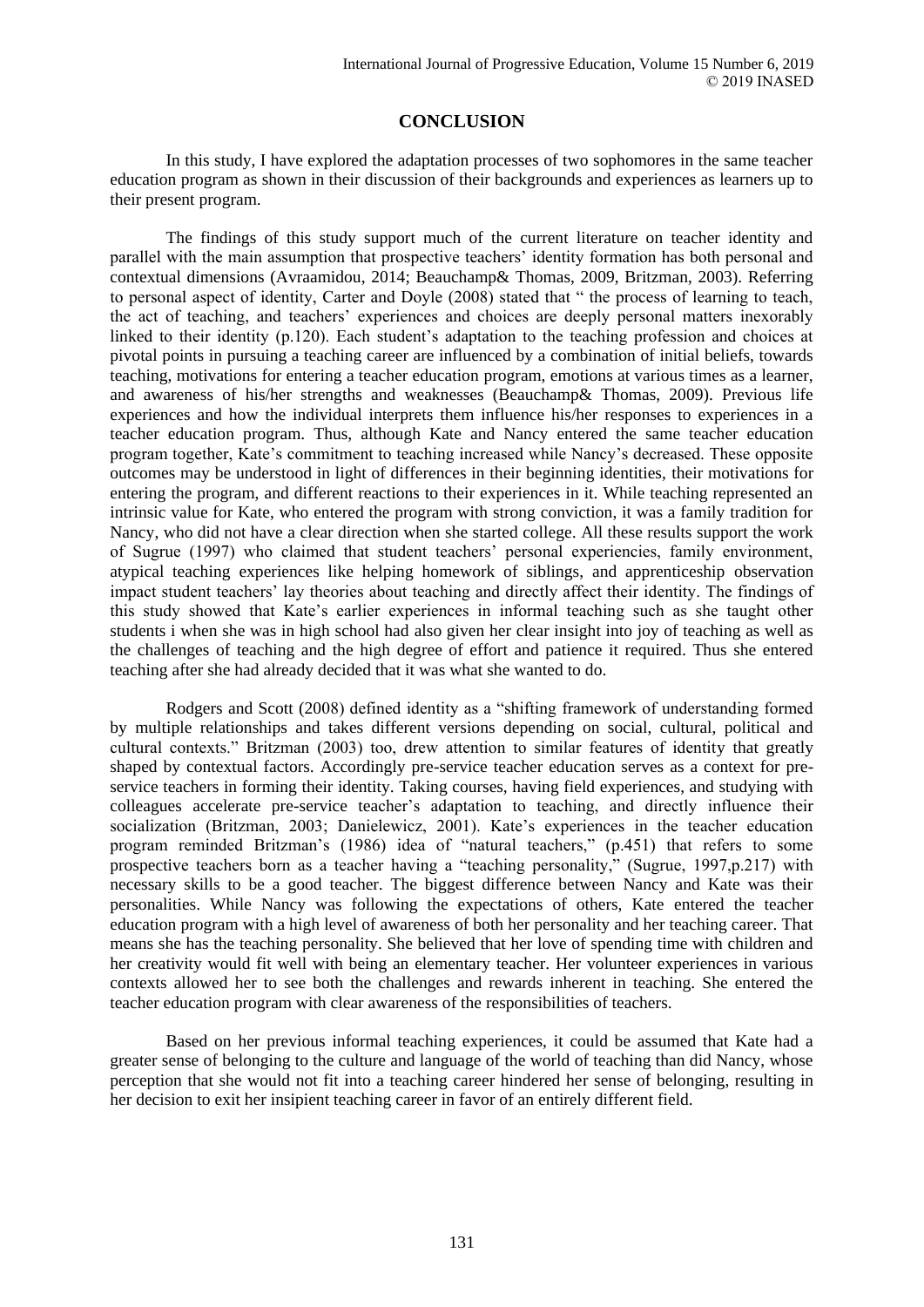## CONCLUSION

In this study, I have explored the adaptation processes of two sophomores in the same teacher education program as shown in their discussion of their backgrounds and experiences as learners up to their present program.

The findings of this study support much of the current literature on teacher identity and parallel with the main assumption that prospective teachers' identity formation has both personal and contextual dimensions (Avraamidou, 2014; Beauchamp& Thomas, 2009, Britzman, 2003). Referring to personal aspect of identity, Carter and Doyle (2008) stated that " the process of learning to teach, the act of teaching, and teachers' experiences and choices are deeply personal matters inexorably linked to their identity (p.120). Each student's adaptation to the teaching profession and choices at pivotal points in pursuing a teaching career are influenced by a combination of initial beliefs, towards teaching, motivations for entering a teacher education program, emotions at various times as a learner, and awareness of his/her strengths and weaknesses (Beauchamp& Thomas, 2009). Previous life experiences and how the individual interprets them influence his/her responses to experiences in a teacher education program. Thus, although Kate and Nancy entered the same teacher education program together, Kate's commitment to teaching increased while Nancy's decreased. These opposite outcomes may be understood in light of differences in their beginning identities, their motivations for entering the program, and different reactions to their experiences in it. While teaching represented an intrinsic value for Kate, who entered the program with strong conviction, it was a family tradition for Nancy, who did not have a clear direction when she started college. All these results support the work of Sugrue (1997) who claimed that student teachers' personal experiencies, family environment, atypical teaching experiences like helping homework of siblings, and apprenticeship observation impact student teachers' lay theories about teaching and directly affect their identity. The findings of this study showed that Kate's earlier experiences in informal teaching such as she taught other students i when she was in high school had also given her clear insight into joy of teaching as well as the challenges of teaching and the high degree of effort and patience it required. Thus she entered teaching after she had already decided that it was what she wanted to do.

Rodgers and Scott (2008) defined identity as a "shifting framework of understanding formed by multiple relationships and takes different versions depending on social, cultural, political and cultural contexts." Britzman (2003) too, drew attention to similar features of identity that greatly shaped by contextual factors. Accordingly pre-service teacher education serves as a context for pre-service teachers in forming their identity. Taking courses, having field experiences, and studying with colleagues accelerate pre-service teacher's adaptation to teaching, and directly influence their socialization (Britzman, 2003; Danielewicz, 2001). Kate's experiences in the teacher education program reminded Britzman's (1986) idea of "natural teachers," (p.451) that refers to some prospective teachers born as a teacher having a "teaching personality," (Sugrue, 1997,p.217) with necessary skills to be a good teacher. The biggest difference between Nancy and Kate was their personalities. While Nancy was following the expectations of others, Kate entered the teacher education program with a high level of awareness of both her personality and her teaching career. That means she has the teaching personality. She believed that her love of spending time with children and her creativity would fit well with being an elementary teacher. Her volunteer experiences in various contexts allowed her to see both the challenges and rewards inherent in teaching. She entered the teacher education program with clear awareness of the responsibilities of teachers.

Based on her previous informal teaching experiences, it could be assumed that Kate had a greater sense of belonging to the culture and language of the world of teaching than did Nancy, whose perception that she would not fit into a teaching career hindered her sense of belonging, resulting in her decision to exit her insipient teaching career in favor of an entirely different field.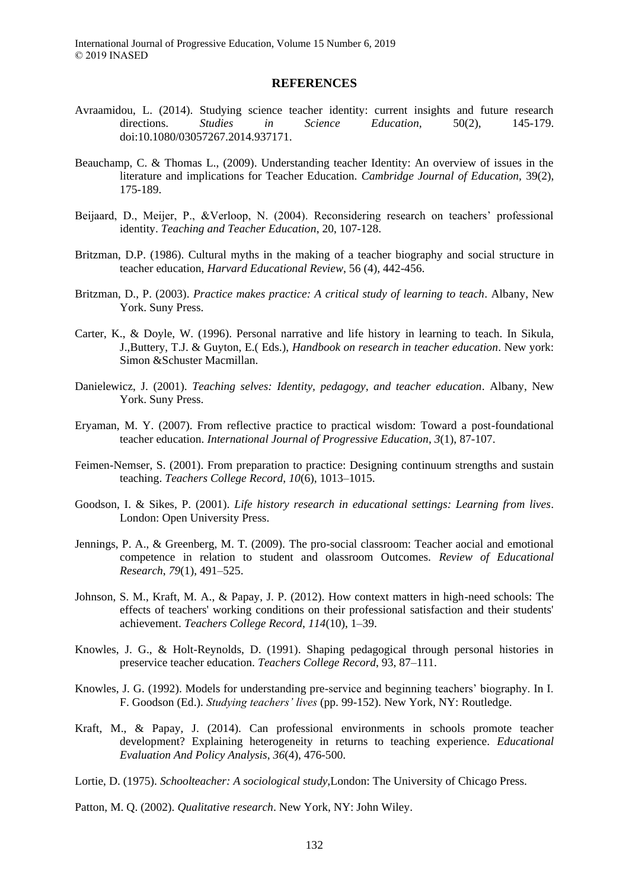## REFERENCES

Avraamidou, L. (2014). Studying science teacher identity: current insights and future research directions. *Studies in Science Education,* 50(2), 145-179. doi:10.1080/03057267.2014.937171.

Beauchamp, C. & Thomas L., (2009). Understanding teacher Identity: An overview of issues in the literature and implications for Teacher Education. *Cambridge Journal of Education,* 39(2), 175-189.

Beijaard, D., Meijer, P., &Verloop, N. (2004). Reconsidering research on teachers' professional identity. *Teaching and Teacher Education*, 20, 107-128.

Britzman, D.P. (1986). Cultural myths in the making of a teacher biography and social structure in teacher education, *Harvard Educational Review*, 56 (4), 442-456.

Britzman, D., P. (2003). *Practice makes practice: A critical study of learning to teach*. Albany, New York. Suny Press.

Carter, K., & Doyle, W. (1996). Personal narrative and life history in learning to teach. In Sikula, J.,Buttery, T.J. & Guyton, E.( Eds.), *Handbook on research in teacher education*. New york: Simon &Schuster Macmillan.

Danielewicz, J. (2001). *Teaching selves: Identity, pedagogy, and teacher education*. Albany, New York. Suny Press.

Eryaman, M. Y. (2007). From reflective practice to practical wisdom: Toward a post-foundational teacher education. *International Journal of Progressive Education*, *3*(1), 87-107.

Feimen-Nemser, S. (2001). From preparation to practice: Designing continuum strengths and sustain teaching. *Teachers College Record, 10*(6), 1013–1015.

Goodson, I. & Sikes, P. (2001). *Life history research in educational settings: Learning from lives*. London: Open University Press.

Jennings, P. A., & Greenberg, M. T. (2009). The pro-social classroom: Teacher aocial and emotional competence in relation to student and olassroom Outcomes. *Review of Educational Research*, *79*(1), 491–525.

Johnson, S. M., Kraft, M. A., & Papay, J. P. (2012). How context matters in high-need schools: The effects of teachers' working conditions on their professional satisfaction and their students' achievement. *Teachers College Record*, *114*(10), 1–39.

Knowles, J. G., & Holt-Reynolds, D. (1991). Shaping pedagogical through personal histories in preservice teacher education. *Teachers College Record*, 93, 87–111.

Knowles, J. G. (1992). Models for understanding pre-service and beginning teachers' biography. In I. F. Goodson (Ed.). *Studying teachers' lives* (pp. 99-152). New York, NY: Routledge.

Kraft, M., & Papay, J. (2014). Can professional environments in schools promote teacher development? Explaining heterogeneity in returns to teaching experience. *Educational Evaluation And Policy Analysis*, *36*(4), 476-500.

Lortie, D. (1975). *Schoolteacher: A sociological study,*London: The University of Chicago Press.

Patton, M. Q. (2002). *Qualitative research*. New York, NY: John Wiley.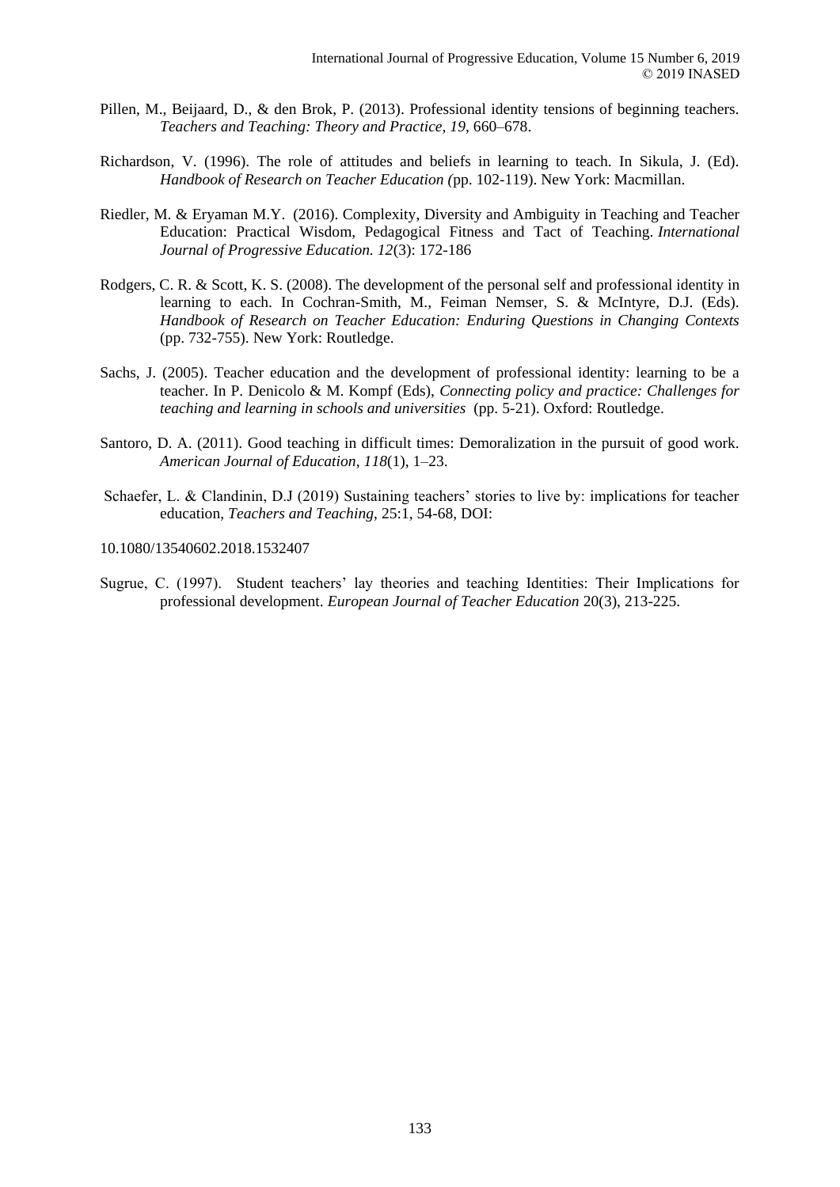Pillen, M., Beijaard, D., & den Brok, P. (2013). Professional identity tensions of beginning teachers. *Teachers and Teaching: Theory and Practice, 19*, 660–678.

Richardson, V. (1996). The role of attitudes and beliefs in learning to teach. In Sikula, J. (Ed). *Handbook of Research on Teacher Education (*pp. 102-119). New York: Macmillan.

Riedler, M. & Eryaman M.Y. (2016). Complexity, Diversity and Ambiguity in Teaching and Teacher Education: Practical Wisdom, Pedagogical Fitness and Tact of Teaching. *International Journal of Progressive Education. 12*(3): 172-186

Rodgers, C. R. & Scott, K. S. (2008). The development of the personal self and professional identity in learning to each. In Cochran-Smith, M., Feiman Nemser, S. & McIntyre, D.J. (Eds). *Handbook of Research on Teacher Education: Enduring Questions in Changing Contexts* (pp. 732-755). New York: Routledge.

Sachs, J. (2005). Teacher education and the development of professional identity: learning to be a teacher. In P. Denicolo & M. Kompf (Eds), *Connecting policy and practice: Challenges for teaching and learning in schools and universities* (pp. 5-21). Oxford: Routledge.

Santoro, D. A. (2011). Good teaching in difficult times: Demoralization in the pursuit of good work. *American Journal of Education*, *118*(1), 1–23.

Schaefer, L. & Clandinin, D.J (2019) Sustaining teachers' stories to live by: implications for teacher education, *Teachers and Teaching*, 25:1, 54-68, DOI:

10.1080/13540602.2018.1532407

Sugrue, C. (1997). Student teachers' lay theories and teaching Identities: Their Implications for professional development. *European Journal of Teacher Education* 20(3), 213-225.